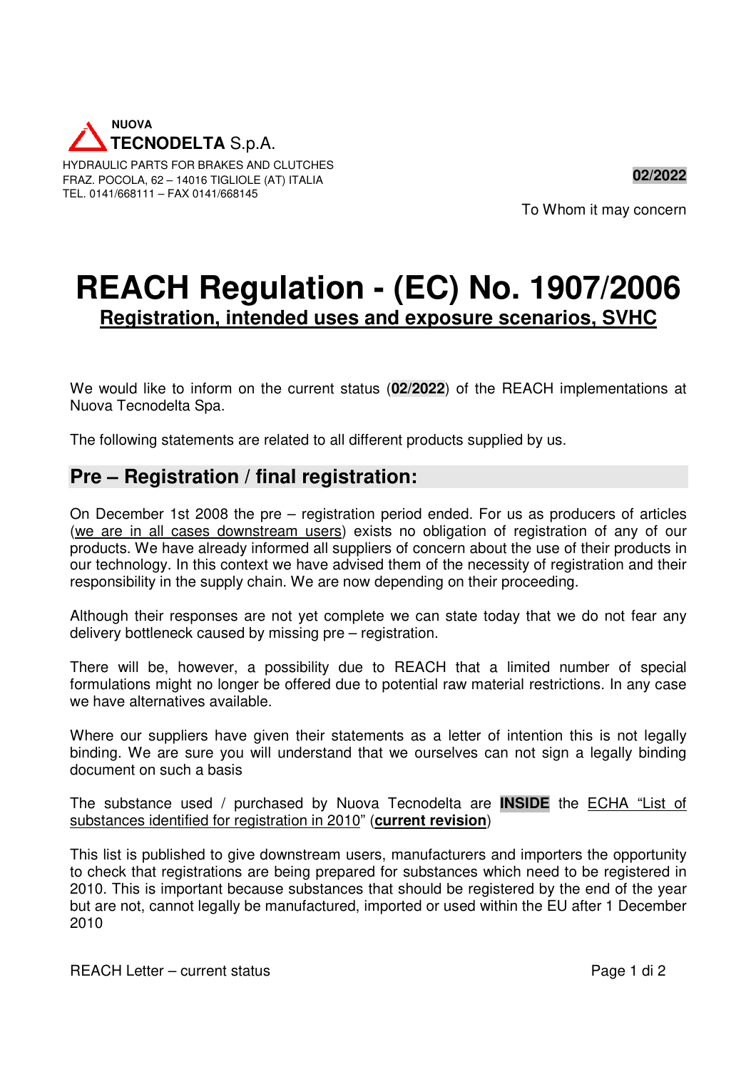**NUOVA**
**TECNODELTA** S.p.A.

HYDRAULIC PARTS FOR BRAKES AND CLUTCHES
FRAZ. POCOLA, 62 – 14016 TIGLIOLE (AT) ITALIA
TEL. 0141/668111 – FAX 0141/668145

**02/2022**

To Whom it may concern

# REACH Regulation - (EC) No. 1907/2006

## Registration, intended uses and exposure scenarios, SVHC

We would like to inform on the current status (**02/2022**) of the REACH implementations at Nuova Tecnodelta Spa.

The following statements are related to all different products supplied by us.

## Pre – Registration / final registration:

On December 1st 2008 the pre – registration period ended. For us as producers of articles (we are in all cases downstream users) exists no obligation of registration of any of our products. We have already informed all suppliers of concern about the use of their products in our technology. In this context we have advised them of the necessity of registration and their responsibility in the supply chain. We are now depending on their proceeding.

Although their responses are not yet complete we can state today that we do not fear any delivery bottleneck caused by missing pre – registration.

There will be, however, a possibility due to REACH that a limited number of special formulations might no longer be offered due to potential raw material restrictions. In any case we have alternatives available.

Where our suppliers have given their statements as a letter of intention this is not legally binding. We are sure you will understand that we ourselves can not sign a legally binding document on such a basis

The substance used / purchased by Nuova Tecnodelta are **INSIDE** the ECHA "List of substances identified for registration in 2010" (**current revision**)

This list is published to give downstream users, manufacturers and importers the opportunity to check that registrations are being prepared for substances which need to be registered in 2010. This is important because substances that should be registered by the end of the year but are not, cannot legally be manufactured, imported or used within the EU after 1 December 2010

REACH Letter – current status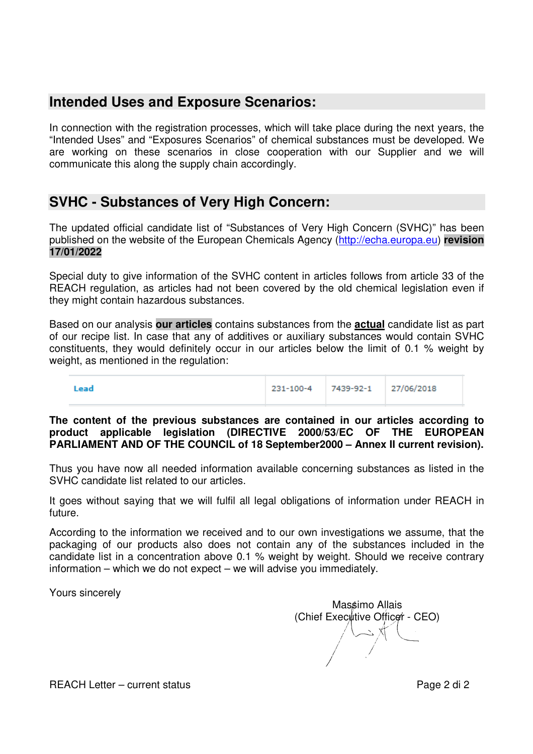## Intended Uses and Exposure Scenarios:

In connection with the registration processes, which will take place during the next years, the "Intended Uses" and "Exposures Scenarios" of chemical substances must be developed. We are working on these scenarios in close cooperation with our Supplier and we will communicate this along the supply chain accordingly.

## SVHC - Substances of Very High Concern:

The updated official candidate list of "Substances of Very High Concern (SVHC)" has been published on the website of the European Chemicals Agency (http://echa.europa.eu) **revision 17/01/2022**

Special duty to give information of the SVHC content in articles follows from article 33 of the REACH regulation, as articles had not been covered by the old chemical legislation even if they might contain hazardous substances.

Based on our analysis **our articles** contains substances from the **actual** candidate list as part of our recipe list. In case that any of additives or auxiliary substances would contain SVHC constituents, they would definitely occur in our articles below the limit of 0.1 % weight by weight, as mentioned in the regulation:

| | | | |
|---|---|---|---|
| Lead | 231-100-4 | 7439-92-1 | 27/06/2018 |

**The content of the previous substances are contained in our articles according to product applicable legislation (DIRECTIVE 2000/53/EC OF THE EUROPEAN PARLIAMENT AND OF THE COUNCIL of 18 September2000 – Annex II current revision).**

Thus you have now all needed information available concerning substances as listed in the SVHC candidate list related to our articles.

It goes without saying that we will fulfil all legal obligations of information under REACH in future.

According to the information we received and to our own investigations we assume, that the packaging of our products also does not contain any of the substances included in the candidate list in a concentration above 0.1 % weight by weight. Should we receive contrary information – which we do not expect – we will advise you immediately.

Yours sincerely

Massimo Allais
(Chief Executive Officer - CEO)